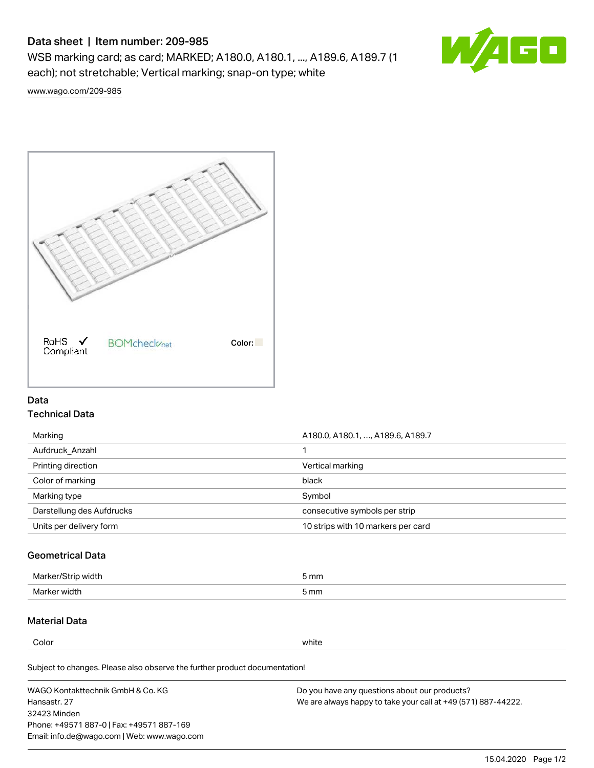# Data sheet | Item number: 209-985

WSB marking card; as card; MARKED; A180.0, A180.1, ..., A189.6, A189.7 (1 each); not stretchable; Vertical marking; snap-on type; white

www.wago.com/209-985

RoHS ✓ Compliant    BOMcheck.net    Color:

## Data

### Technical Data

| | |
|---|---|
| Marking | A180.0, A180.1, ..., A189.6, A189.7 |
| Aufdruck_Anzahl | 1 |
| Printing direction | Vertical marking |
| Color of marking | black |
| Marking type | Symbol |
| Darstellung des Aufdrucks | consecutive symbols per strip |
| Units per delivery form | 10 strips with 10 markers per card |

### Geometrical Data

| | |
|---|---|
| Marker/Strip width | 5 mm |
| Marker width | 5 mm |

### Material Data

| | |
|---|---|
| Color | white |

Subject to changes. Please also observe the further product documentation!

WAGO Kontakttechnik GmbH & Co. KG
Hansastr. 27
32423 Minden
Phone: +49571 887-0 | Fax: +49571 887-169
Email: info.de@wago.com | Web: www.wago.com

Do you have any questions about our products?
We are always happy to take your call at +49 (571) 887-44222.

15.04.2020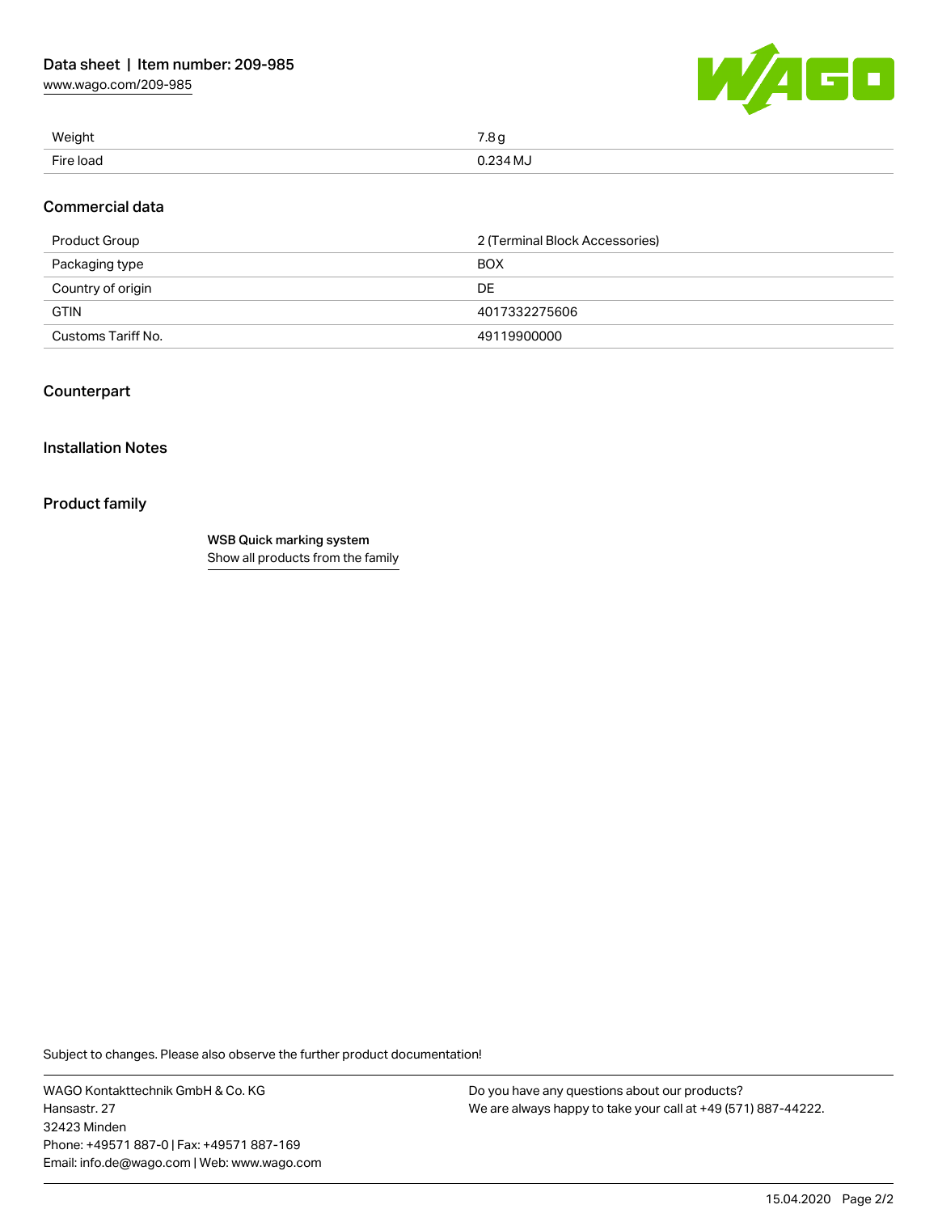| | |
|---|---|
| Weight | 7.8 g |
| Fire load | 0.234 MJ |

## Commercial data

| | |
|---|---|
| Product Group | 2 (Terminal Block Accessories) |
| Packaging type | BOX |
| Country of origin | DE |
| GTIN | 4017332275606 |
| Customs Tariff No. | 49119900000 |

## Counterpart

## Installation Notes

## Product family

**WSB Quick marking system**
Show all products from the family

Subject to changes. Please also observe the further product documentation!

WAGO Kontakttechnik GmbH & Co. KG
Hansastr. 27
32423 Minden
Phone: +49571 887-0 | Fax: +49571 887-169
Email: info.de@wago.com | Web: www.wago.com

Do you have any questions about our products?
We are always happy to take your call at +49 (571) 887-44222.

15.04.2020